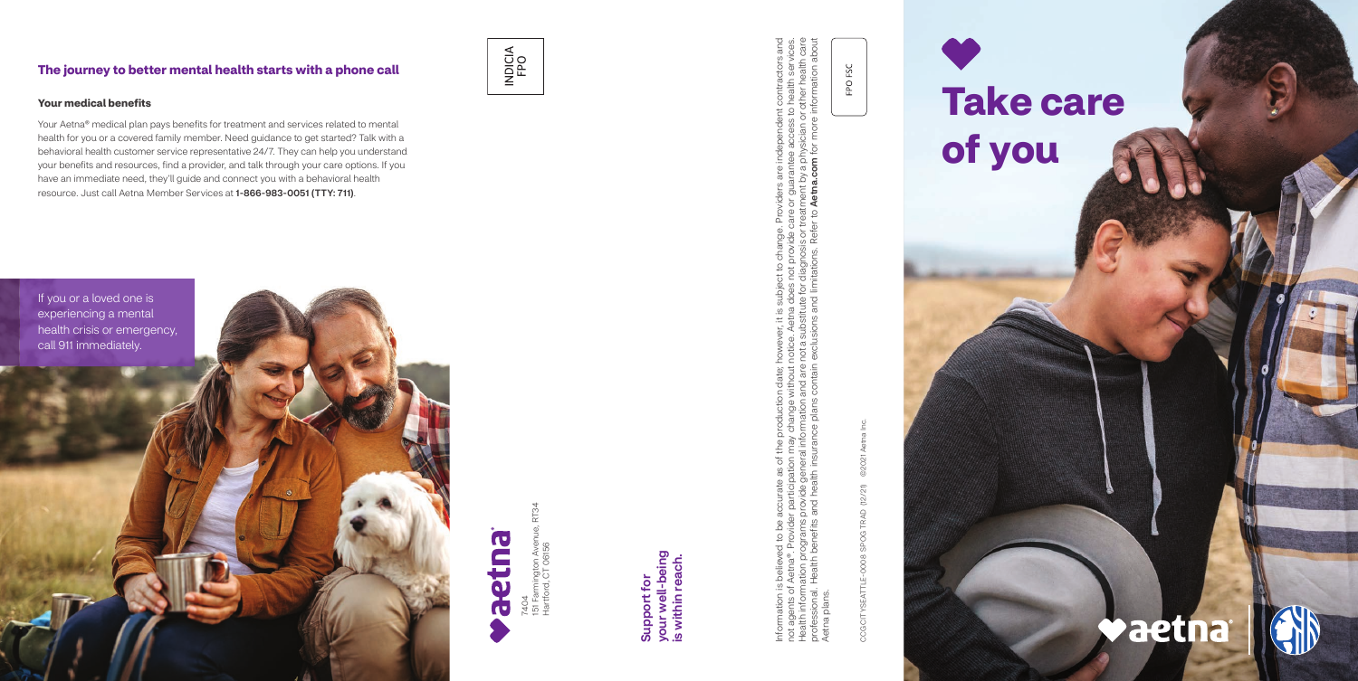## The journey to better mental health starts with a phone call

### Your medical benefits

Your Aetna® medical plan pays benefits for treatment and services related to mental health for you or a covered family member. Need guidance to get started? Talk with a behavioral health customer service representative 24/7. They can help you understand your benefits and resources, find a provider, and talk through your care options. If you have an immediate need, they'll guide and connect you with a behavioral health resource. Just call Aetna Member Services at **1-866-983-0051 (TTY: 711)**.

If you or a loved one is experiencing a mental health crisis or emergency, call 911 immediately.

INDICIA FPO

aetna®

7404
151 Farmington Avenue, RT34
Hartford, CT 06156

**Support for your well-being is within reach.**

Information is believed to be accurate as of the production date; however, it is subject to change. Providers are independent contractors and not agents of Aetna®. Provider participation may change without notice. Aetna does not provide care or guarantee access to health services. Health information programs provide general information and are not a substitute for diagnosis or treatment by a physician or other health care professional. Health benefits and health insurance plans contain exclusions and limitations. Refer to **Aetna.com** for more information about Aetna plans.

CCGCITYSEATTLE-0008 SPOG TRAD (12/21) ©2021 Aetna Inc.

FPO FSC

# Take care of you

aetna®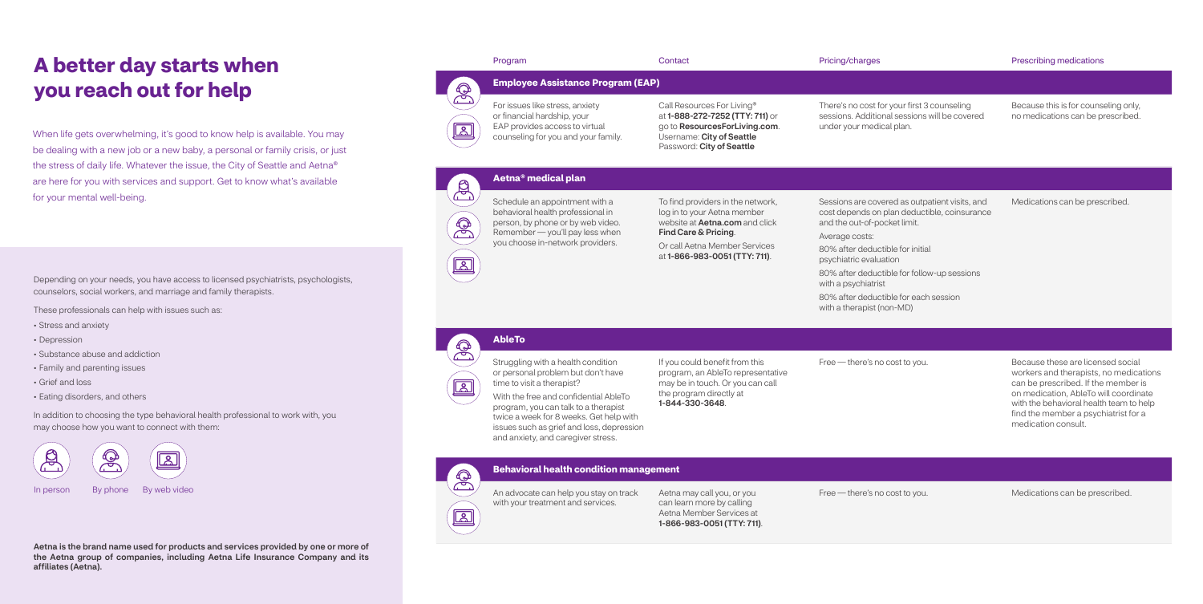# A better day starts when you reach out for help

When life gets overwhelming, it's good to know help is available. You may be dealing with a new job or a new baby, a personal or family crisis, or just the stress of daily life. Whatever the issue, the City of Seattle and Aetna® are here for you with services and support. Get to know what's available for your mental well-being.

Depending on your needs, you have access to licensed psychiatrists, psychologists, counselors, social workers, and marriage and family therapists.

These professionals can help with issues such as:

- Stress and anxiety
- Depression
- Substance abuse and addiction
- Family and parenting issues
- Grief and loss
- Eating disorders, and others

In addition to choosing the type behavioral health professional to work with, you may choose how you want to connect with them:

In person | By phone | By web video

**Aetna is the brand name used for products and services provided by one or more of the Aetna group of companies, including Aetna Life Insurance Company and its affiliates (Aetna).**

| Program | Contact | Pricing/charges | Prescribing medications |
|---|---|---|---|
| **Employee Assistance Program (EAP)** | | | |
| For issues like stress, anxiety or financial hardship, your EAP provides access to virtual counseling for you and your family. | Call Resources For Living® at **1-888-272-7252 (TTY: 711)** or go to **ResourcesForLiving.com**. Username: **City of Seattle** Password: **City of Seattle** | There's no cost for your first 3 counseling sessions. Additional sessions will be covered under your medical plan. | Because this is for counseling only, no medications can be prescribed. |
| **Aetna® medical plan** | | | |
| Schedule an appointment with a behavioral health professional in person, by phone or by web video. Remember — you'll pay less when you choose in-network providers. | To find providers in the network, log in to your Aetna member website at **Aetna.com** and click **Find Care & Pricing**. Or call Aetna Member Services at **1-866-983-0051 (TTY: 711)**. | Sessions are covered as outpatient visits, and cost depends on plan deductible, coinsurance and the out-of-pocket limit. Average costs: 80% after deductible for initial psychiatric evaluation; 80% after deductible for follow-up sessions with a psychiatrist; 80% after deductible for each session with a therapist (non-MD) | Medications can be prescribed. |
| **AbleTo** | | | |
| Struggling with a health condition or personal problem but don't have time to visit a therapist? With the free and confidential AbleTo program, you can talk to a therapist twice a week for 8 weeks. Get help with issues such as grief and loss, depression and anxiety, and caregiver stress. | If you could benefit from this program, an AbleTo representative may be in touch. Or you can call the program directly at **1-844-330-3648**. | Free — there's no cost to you. | Because these are licensed social workers and therapists, no medications can be prescribed. If the member is on medication, AbleTo will coordinate with the behavioral health team to help find the member a psychiatrist for a medication consult. |
| **Behavioral health condition management** | | | |
| An advocate can help you stay on track with your treatment and services. | Aetna may call you, or you can learn more by calling Aetna Member Services at **1-866-983-0051 (TTY: 711)**. | Free — there's no cost to you. | Medications can be prescribed. |